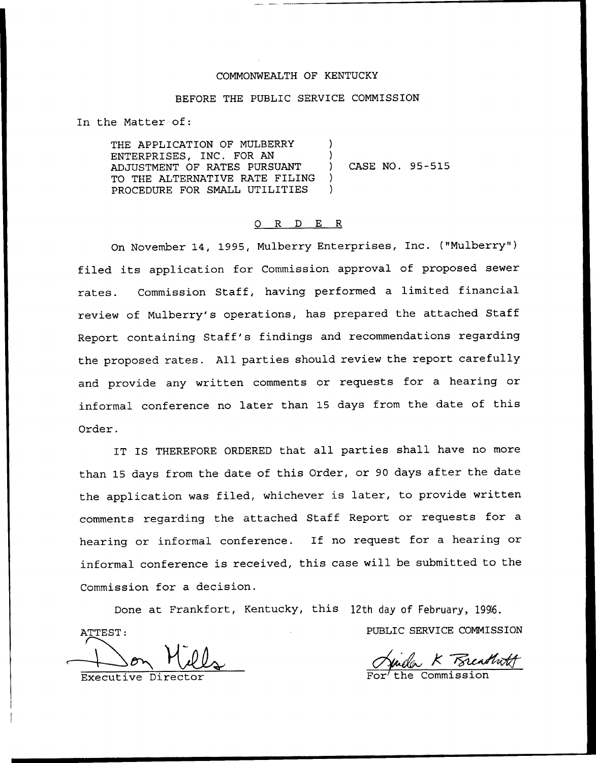COMMONWEALTH OF KENTUCKY

BEFORE THE PUBLIC SERVICE COMMISSION

In the Matter of:

THE APPLICATION OF MULBERRY ENTERPRISES, INC. FOR AN ADJUSTMENT OF RATES PURSUANT TO THE ALTERNATIVE RATE FILING PROCEDURE FOR SMALL UTILITIES ) CASE NO. 95-515

O R D E R

On November 14, 1995, Mulberry Enterprises, Inc. ("Mulberry") filed its application for Commission approval of proposed sewer rates. Commission Staff, having performed a limited financial review of Mulberry's operations, has prepared the attached Staff Report containing Staff's findings and recommendations regarding the proposed rates. All parties should review the report carefully and provide any written comments or requests for a hearing or informal conference no later than 15 days from the date of this Order.

IT IS THEREFORE ORDERED that all parties shall have no more than 15 days from the date of this Order, or 90 days after the date the application was filed, whichever is later, to provide written comments regarding the attached Staff Report or requests for a hearing or informal conference. If no request for a hearing or informal conference is received, this case will be submitted to the Commission for a decision.

Done at Frankfort, Kentucky, this 12th day of February, 1996.

ATTEST:

Don Mills
Executive Director

PUBLIC SERVICE COMMISSION

Linda K Breathitt
For the Commission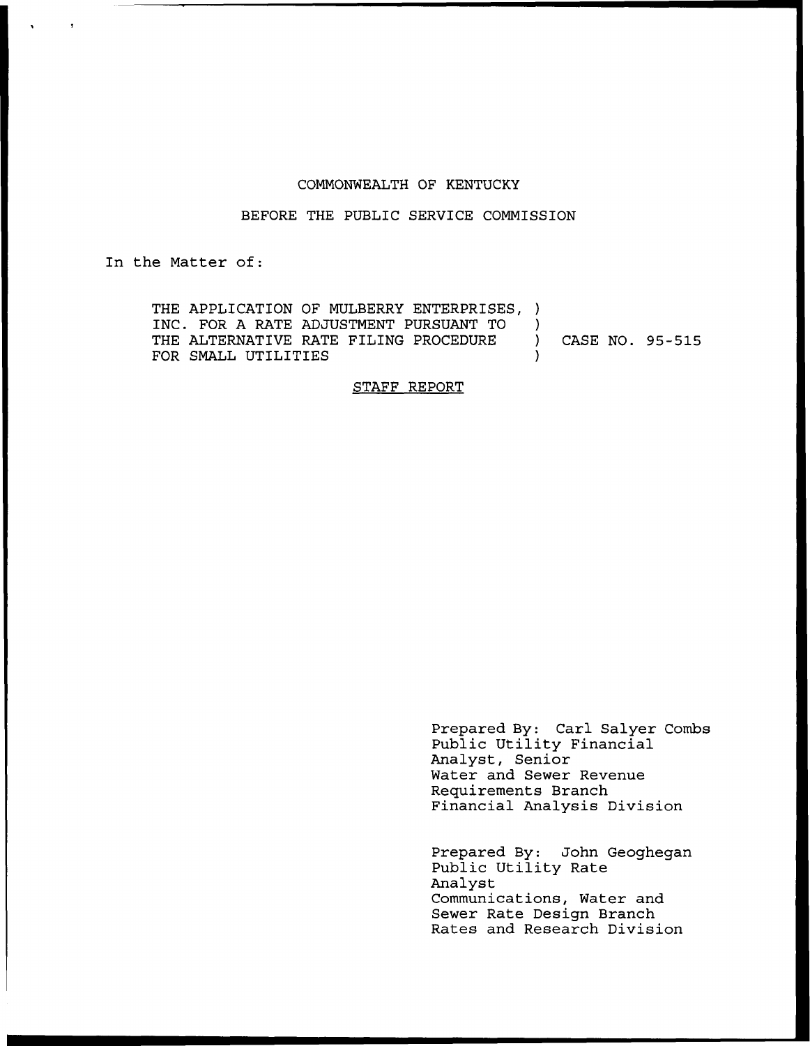COMMONWEALTH OF KENTUCKY

BEFORE THE PUBLIC SERVICE COMMISSION

In the Matter of:

| | | |
|---|---|---|
| THE APPLICATION OF MULBERRY ENTERPRISES, INC. FOR A RATE ADJUSTMENT PURSUANT TO THE ALTERNATIVE RATE FILING PROCEDURE FOR SMALL UTILITIES | ) | CASE NO. 95-515 |

STAFF REPORT

Prepared By: Carl Salyer Combs
Public Utility Financial
Analyst, Senior
Water and Sewer Revenue
Requirements Branch
Financial Analysis Division

Prepared By: John Geoghegan
Public Utility Rate
Analyst
Communications, Water and
Sewer Rate Design Branch
Rates and Research Division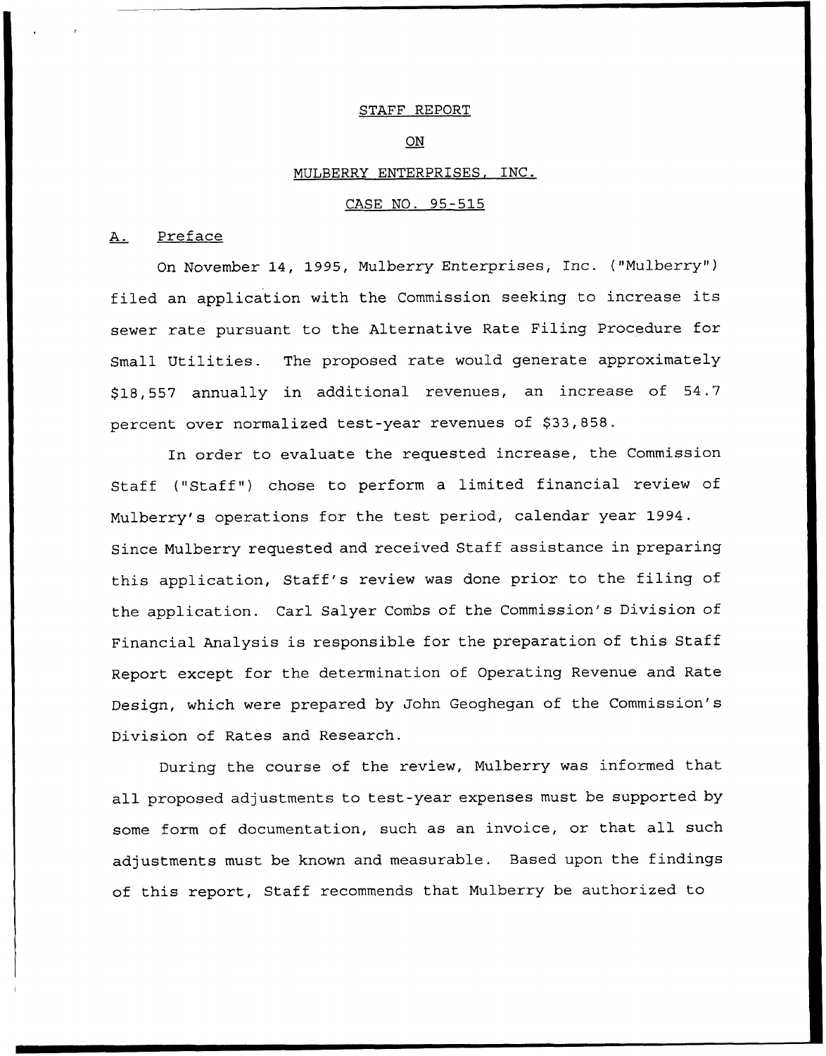STAFF REPORT

ON

MULBERRY ENTERPRISES, INC.

CASE NO. 95-515

## A. Preface

On November 14, 1995, Mulberry Enterprises, Inc. ("Mulberry") filed an application with the Commission seeking to increase its sewer rate pursuant to the Alternative Rate Filing Procedure for Small Utilities. The proposed rate would generate approximately $18,557 annually in additional revenues, an increase of 54.7 percent over normalized test-year revenues of $33,858.

In order to evaluate the requested increase, the Commission Staff ("Staff") chose to perform a limited financial review of Mulberry's operations for the test period, calendar year 1994. Since Mulberry requested and received Staff assistance in preparing this application, Staff's review was done prior to the filing of the application. Carl Salyer Combs of the Commission's Division of Financial Analysis is responsible for the preparation of this Staff Report except for the determination of Operating Revenue and Rate Design, which were prepared by John Geoghegan of the Commission's Division of Rates and Research.

During the course of the review, Mulberry was informed that all proposed adjustments to test-year expenses must be supported by some form of documentation, such as an invoice, or that all such adjustments must be known and measurable. Based upon the findings of this report, Staff recommends that Mulberry be authorized to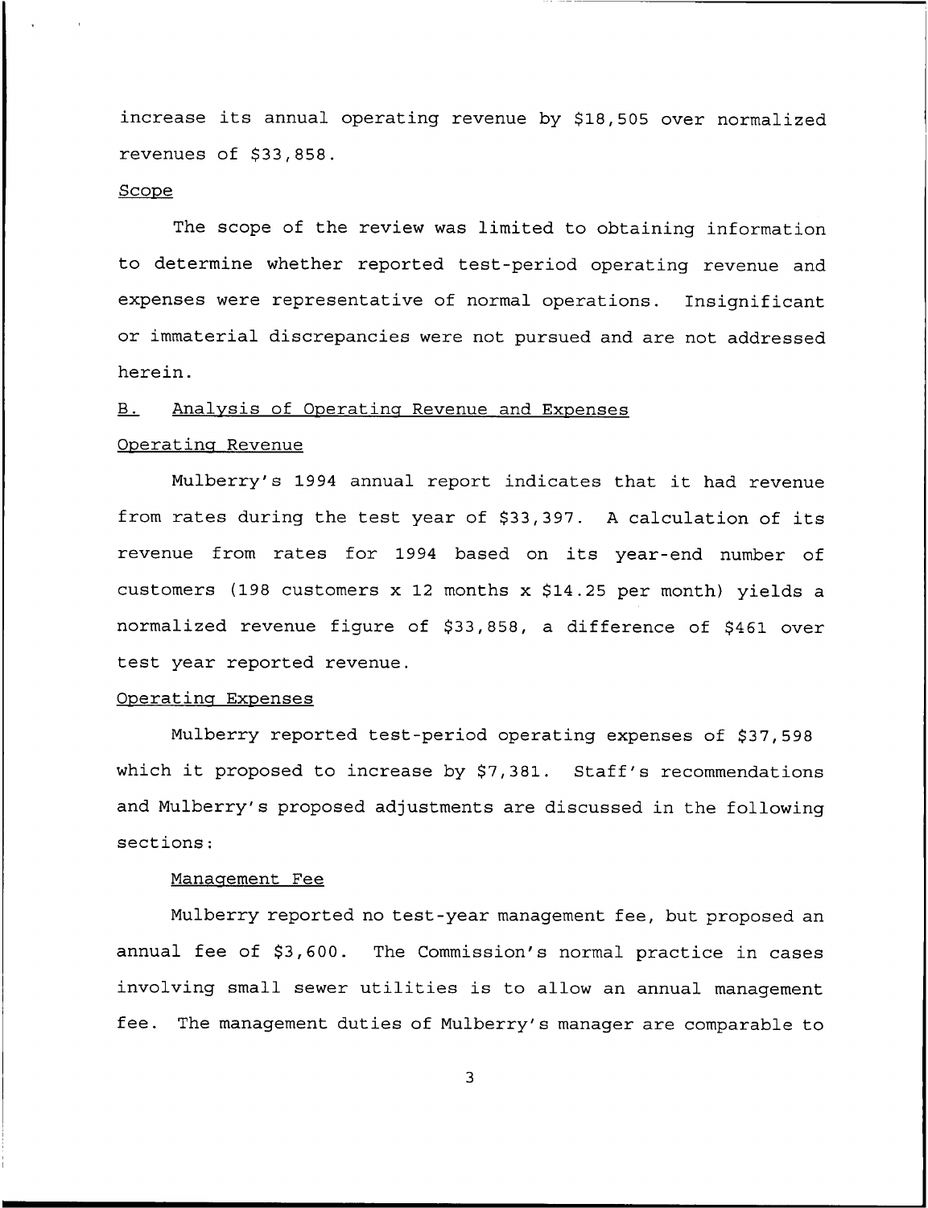increase its annual operating revenue by $18,505 over normalized revenues of $33,858.

Scope

The scope of the review was limited to obtaining information to determine whether reported test-period operating revenue and expenses were representative of normal operations. Insignificant or immaterial discrepancies were not pursued and are not addressed herein.

## B. Analysis of Operating Revenue and Expenses

### Operating Revenue

Mulberry's 1994 annual report indicates that it had revenue from rates during the test year of $33,397. A calculation of its revenue from rates for 1994 based on its year-end number of customers (198 customers x 12 months x $14.25 per month) yields a normalized revenue figure of $33,858, a difference of $461 over test year reported revenue.

### Operating Expenses

Mulberry reported test-period operating expenses of $37,598 which it proposed to increase by $7,381. Staff's recommendations and Mulberry's proposed adjustments are discussed in the following sections:

#### Management Fee

Mulberry reported no test-year management fee, but proposed an annual fee of $3,600. The Commission's normal practice in cases involving small sewer utilities is to allow an annual management fee. The management duties of Mulberry's manager are comparable to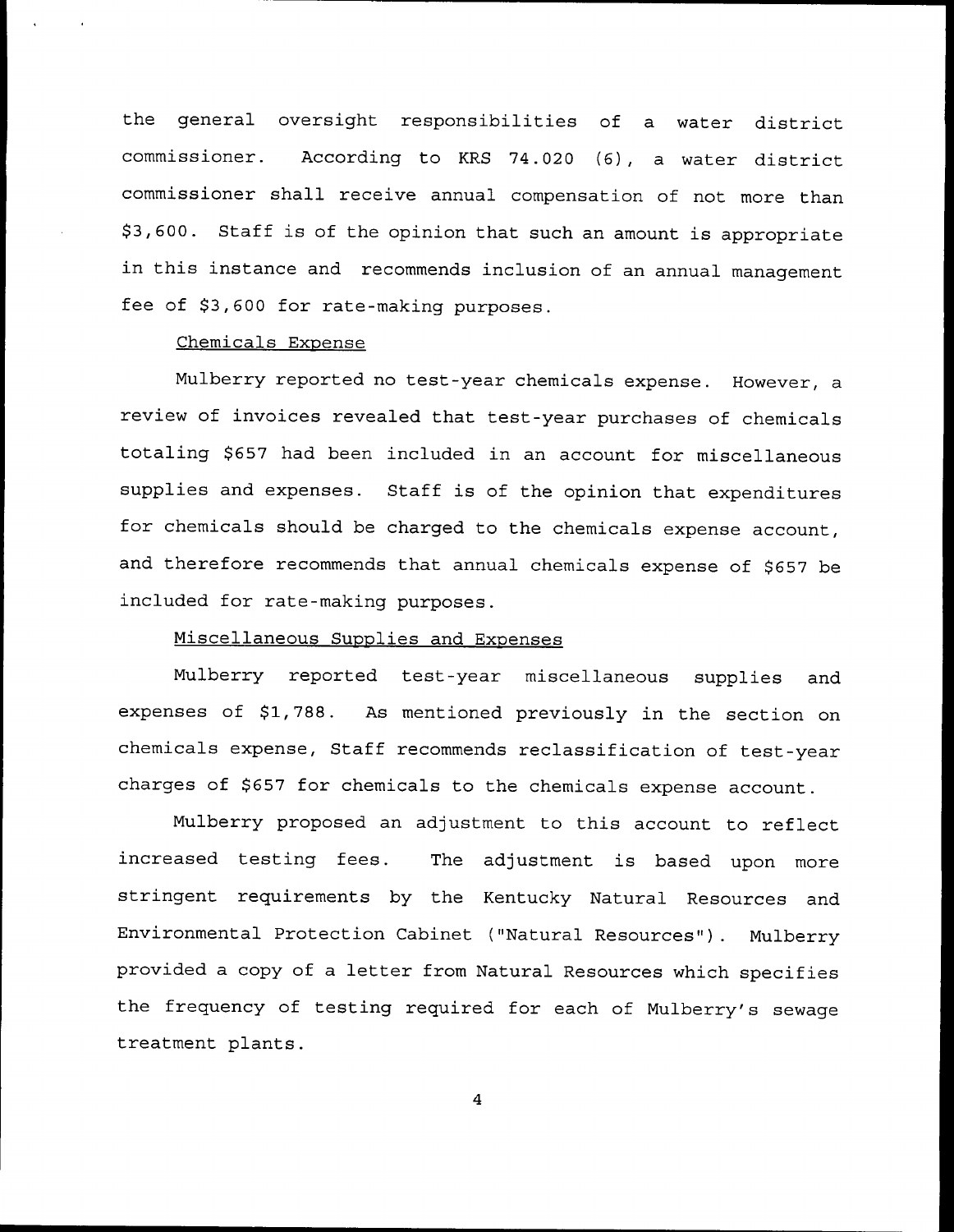the general oversight responsibilities of a water district commissioner. According to KRS 74.020 (6), a water district commissioner shall receive annual compensation of not more than $3,600. Staff is of the opinion that such an amount is appropriate in this instance and recommends inclusion of an annual management fee of $3,600 for rate-making purposes.

Chemicals Expense

Mulberry reported no test-year chemicals expense. However, a review of invoices revealed that test-year purchases of chemicals totaling $657 had been included in an account for miscellaneous supplies and expenses. Staff is of the opinion that expenditures for chemicals should be charged to the chemicals expense account, and therefore recommends that annual chemicals expense of $657 be included for rate-making purposes.

Miscellaneous Supplies and Expenses

Mulberry reported test-year miscellaneous supplies and expenses of $1,788. As mentioned previously in the section on chemicals expense, Staff recommends reclassification of test-year charges of $657 for chemicals to the chemicals expense account.

Mulberry proposed an adjustment to this account to reflect increased testing fees. The adjustment is based upon more stringent requirements by the Kentucky Natural Resources and Environmental Protection Cabinet ("Natural Resources"). Mulberry provided a copy of a letter from Natural Resources which specifies the frequency of testing required for each of Mulberry's sewage treatment plants.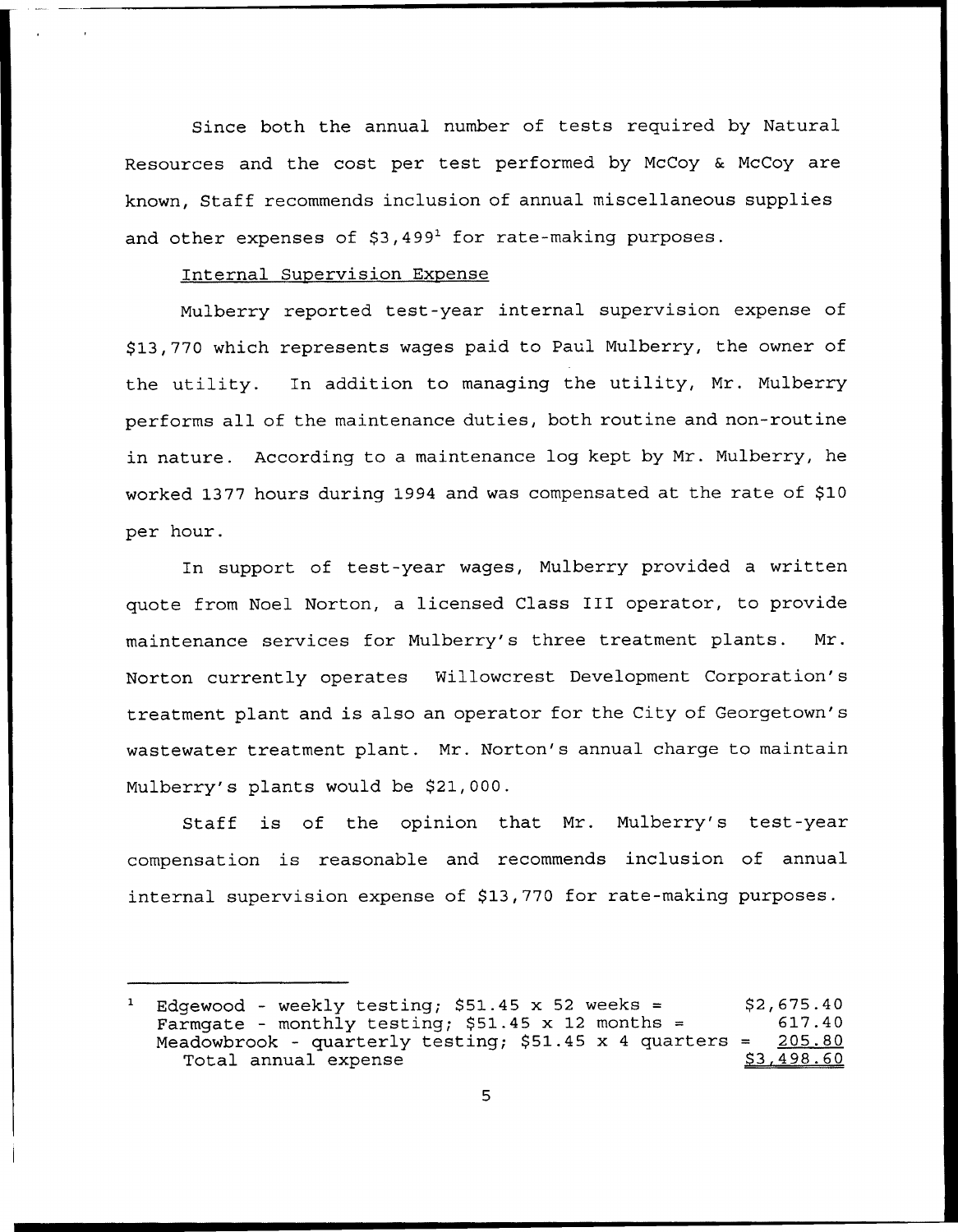Since both the annual number of tests required by Natural Resources and the cost per test performed by McCoy & McCoy are known, Staff recommends inclusion of annual miscellaneous supplies and other expenses of $3,499[1] for rate-making purposes.

Internal Supervision Expense

Mulberry reported test-year internal supervision expense of $13,770 which represents wages paid to Paul Mulberry, the owner of the utility. In addition to managing the utility, Mr. Mulberry performs all of the maintenance duties, both routine and non-routine in nature. According to a maintenance log kept by Mr. Mulberry, he worked 1377 hours during 1994 and was compensated at the rate of $10 per hour.

In support of test-year wages, Mulberry provided a written quote from Noel Norton, a licensed Class III operator, to provide maintenance services for Mulberry's three treatment plants. Mr. Norton currently operates Willowcrest Development Corporation's treatment plant and is also an operator for the City of Georgetown's wastewater treatment plant. Mr. Norton's annual charge to maintain Mulberry's plants would be $21,000.

Staff is of the opinion that Mr. Mulberry's test-year compensation is reasonable and recommends inclusion of annual internal supervision expense of $13,770 for rate-making purposes.

---

[1]

| | |
|---|---|
| Edgewood - weekly testing; $51.45 x 52 weeks = | $2,675.40 |
| Farmgate - monthly testing; $51.45 x 12 months = | 617.40 |
| Meadowbrook - quarterly testing; $51.45 x 4 quarters = | 205.80 |
| Total annual expense | $3,498.60 |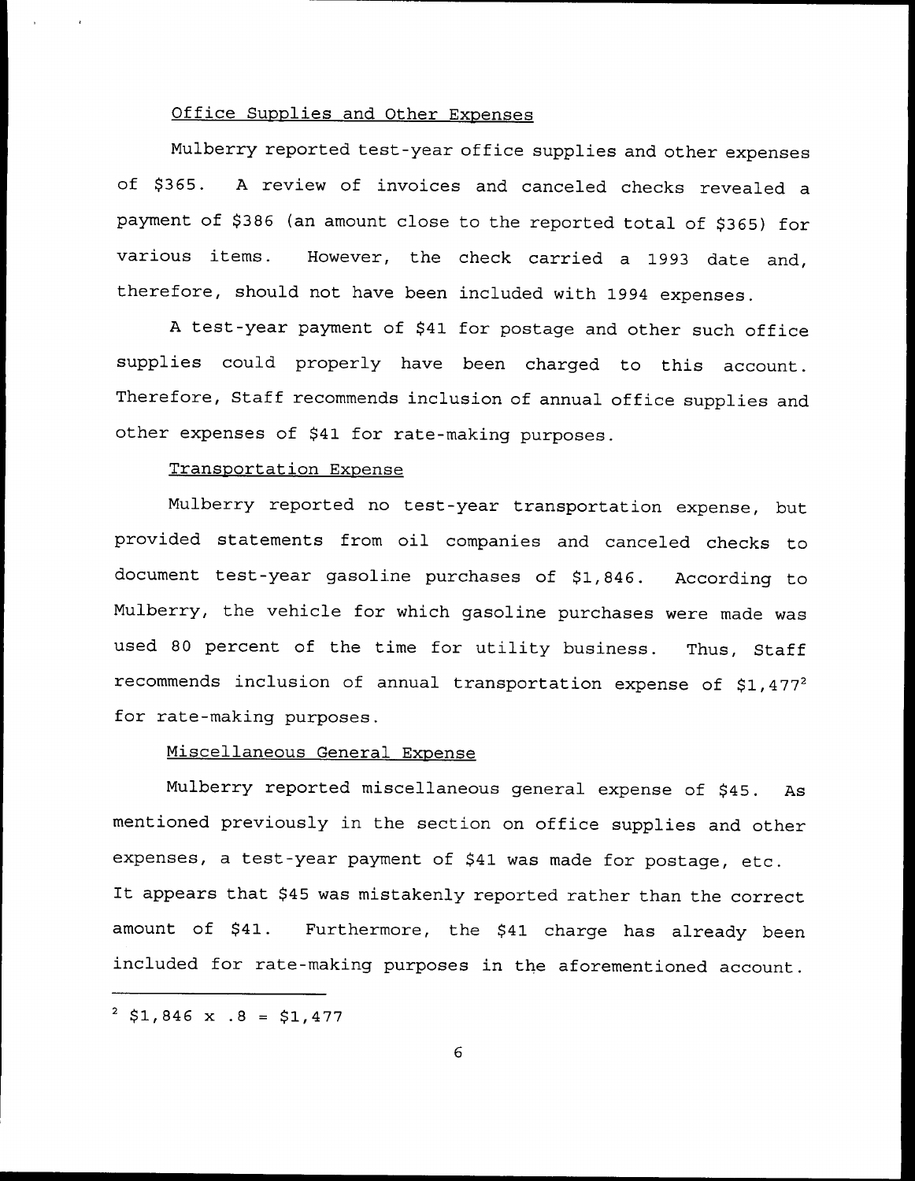Office Supplies and Other Expenses

Mulberry reported test-year office supplies and other expenses of $365. A review of invoices and canceled checks revealed a payment of $386 (an amount close to the reported total of $365) for various items. However, the check carried a 1993 date and, therefore, should not have been included with 1994 expenses.

A test-year payment of $41 for postage and other such office supplies could properly have been charged to this account. Therefore, Staff recommends inclusion of annual office supplies and other expenses of $41 for rate-making purposes.

Transportation Expense

Mulberry reported no test-year transportation expense, but provided statements from oil companies and canceled checks to document test-year gasoline purchases of $1,846. According to Mulberry, the vehicle for which gasoline purchases were made was used 80 percent of the time for utility business. Thus, Staff recommends inclusion of annual transportation expense of $1,477[2] for rate-making purposes.

Miscellaneous General Expense

Mulberry reported miscellaneous general expense of $45. As mentioned previously in the section on office supplies and other expenses, a test-year payment of $41 was made for postage, etc. It appears that $45 was mistakenly reported rather than the correct amount of $41. Furthermore, the $41 charge has already been included for rate-making purposes in the aforementioned account.

---

[2] $1,846 x .8 = $1,477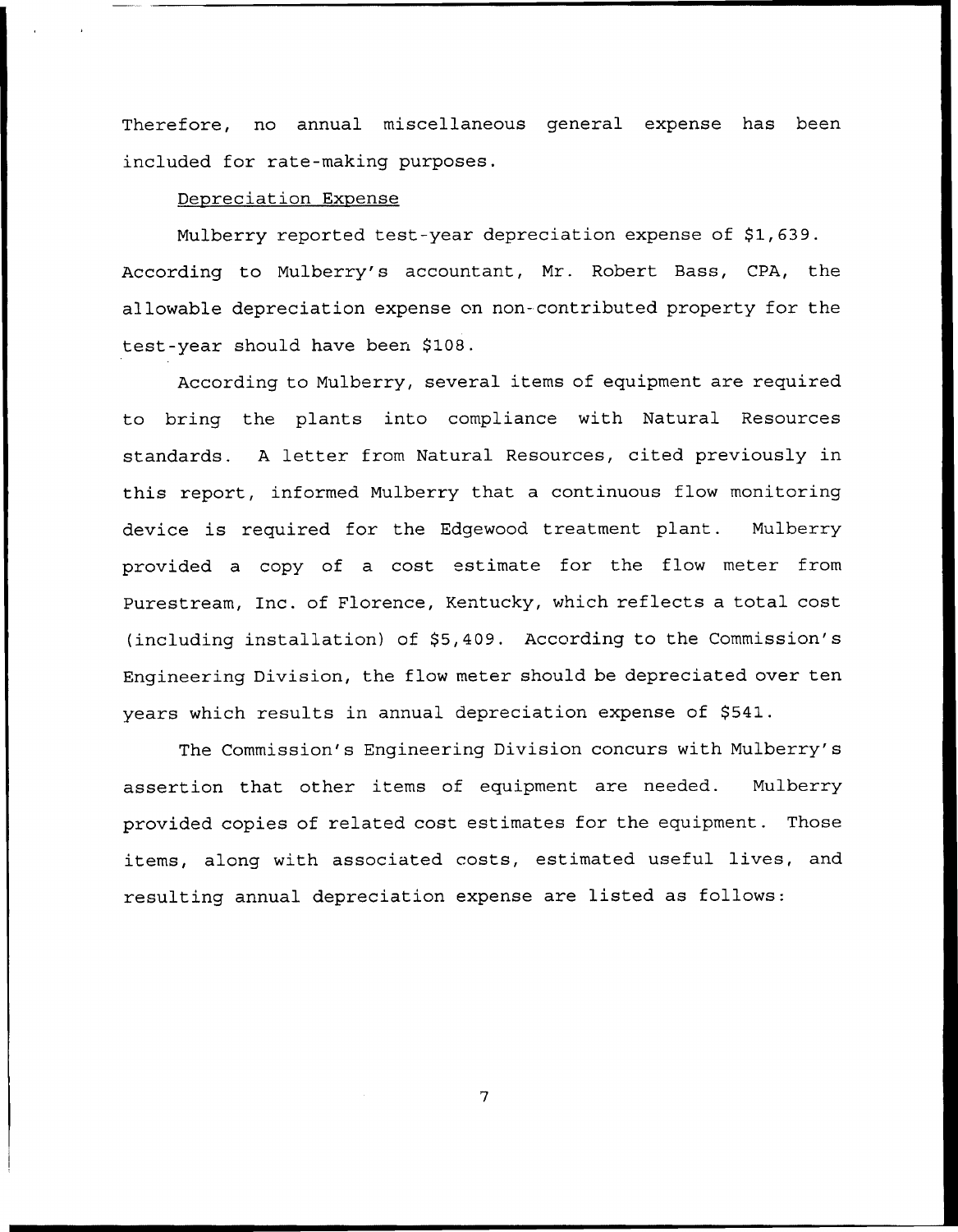Therefore, no annual miscellaneous general expense has been included for rate-making purposes.

Depreciation Expense

Mulberry reported test-year depreciation expense of $1,639. According to Mulberry's accountant, Mr. Robert Bass, CPA, the allowable depreciation expense on non-contributed property for the test-year should have been $108.

According to Mulberry, several items of equipment are required to bring the plants into compliance with Natural Resources standards. A letter from Natural Resources, cited previously in this report, informed Mulberry that a continuous flow monitoring device is required for the Edgewood treatment plant. Mulberry provided a copy of a cost estimate for the flow meter from Purestream, Inc. of Florence, Kentucky, which reflects a total cost (including installation) of $5,409. According to the Commission's Engineering Division, the flow meter should be depreciated over ten years which results in annual depreciation expense of $541.

The Commission's Engineering Division concurs with Mulberry's assertion that other items of equipment are needed. Mulberry provided copies of related cost estimates for the equipment. Those items, along with associated costs, estimated useful lives, and resulting annual depreciation expense are listed as follows: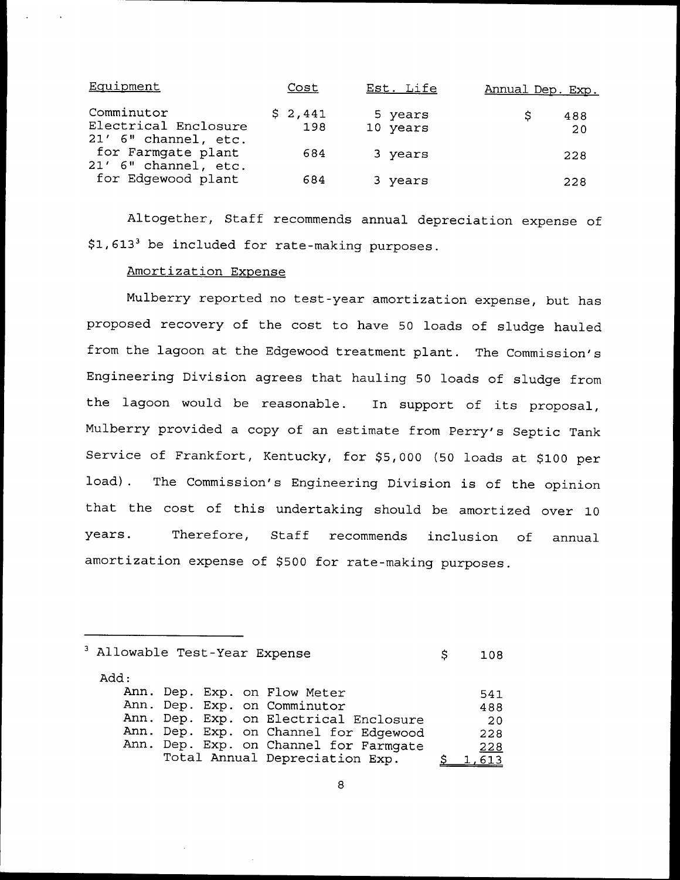| Equipment | Cost | Est. Life | Annual Dep. Exp. |
|---|---|---|---|
| Comminutor | $ 2,441 | 5 years | $ 488 |
| Electrical Enclosure | 198 | 10 years | 20 |
| 21' 6" channel, etc. for Farmgate plant | 684 | 3 years | 228 |
| 21' 6" channel, etc. for Edgewood plant | 684 | 3 years | 228 |

Altogether, Staff recommends annual depreciation expense of $1,613[3] be included for rate-making purposes.

Amortization Expense

Mulberry reported no test-year amortization expense, but has proposed recovery of the cost to have 50 loads of sludge hauled from the lagoon at the Edgewood treatment plant. The Commission's Engineering Division agrees that hauling 50 loads of sludge from the lagoon would be reasonable. In support of its proposal, Mulberry provided a copy of an estimate from Perry's Septic Tank Service of Frankfort, Kentucky, for $5,000 (50 loads at $100 per load). The Commission's Engineering Division is of the opinion that the cost of this undertaking should be amortized over 10 years. Therefore, Staff recommends inclusion of annual amortization expense of $500 for rate-making purposes.

---

[3]

| | |
|---|---|
| Allowable Test-Year Expense | $ 108 |
| Add: | |
| Ann. Dep. Exp. on Flow Meter | 541 |
| Ann. Dep. Exp. on Comminutor | 488 |
| Ann. Dep. Exp. on Electrical Enclosure | 20 |
| Ann. Dep. Exp. on Channel for Edgewood | 228 |
| Ann. Dep. Exp. on Channel for Farmgate | 228 |
| Total Annual Depreciation Exp. | $ 1,613 |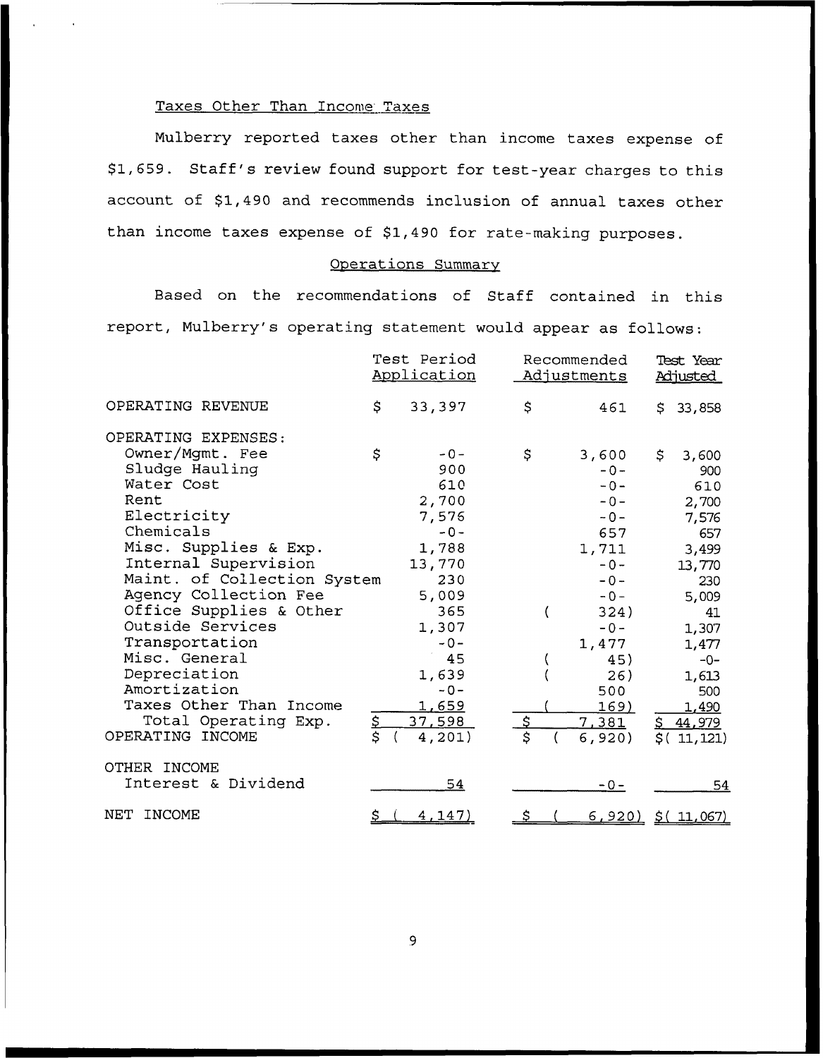Taxes Other Than Income Taxes

Mulberry reported taxes other than income taxes expense of $1,659. Staff's review found support for test-year charges to this account of $1,490 and recommends inclusion of annual taxes other than income taxes expense of $1,490 for rate-making purposes.

Operations Summary

Based on the recommendations of Staff contained in this report, Mulberry's operating statement would appear as follows:

| | Test Period Application | Recommended Adjustments | Test Year Adjusted |
|---|---|---|---|
| OPERATING REVENUE | $ 33,397 | $ 461 | $ 33,858 |
| OPERATING EXPENSES: | | | |
| Owner/Mgmt. Fee | $ -0- | $ 3,600 | $ 3,600 |
| Sludge Hauling | 900 | -0- | 900 |
| Water Cost | 610 | -0- | 610 |
| Rent | 2,700 | -0- | 2,700 |
| Electricity | 7,576 | -0- | 7,576 |
| Chemicals | -0- | 657 | 657 |
| Misc. Supplies & Exp. | 1,788 | 1,711 | 3,499 |
| Internal Supervision | 13,770 | -0- | 13,770 |
| Maint. of Collection System | 230 | -0- | 230 |
| Agency Collection Fee | 5,009 | -0- | 5,009 |
| Office Supplies & Other | 365 | ( 324) | 41 |
| Outside Services | 1,307 | -0- | 1,307 |
| Transportation | -0- | 1,477 | 1,477 |
| Misc. General | 45 | ( 45) | -0- |
| Depreciation | 1,639 | ( 26) | 1,613 |
| Amortization | -0- | 500 | 500 |
| Taxes Other Than Income | 1,659 | ( 169) | 1,490 |
| Total Operating Exp. | $ 37,598 | $ 7,381 | $ 44,979 |
| OPERATING INCOME | $ ( 4,201) | $ ( 6,920) | $( 11,121) |
| OTHER INCOME | | | |
| Interest & Dividend | 54 | -0- | 54 |
| NET INCOME | $ ( 4,147) | $ ( 6,920) | $( 11,067) |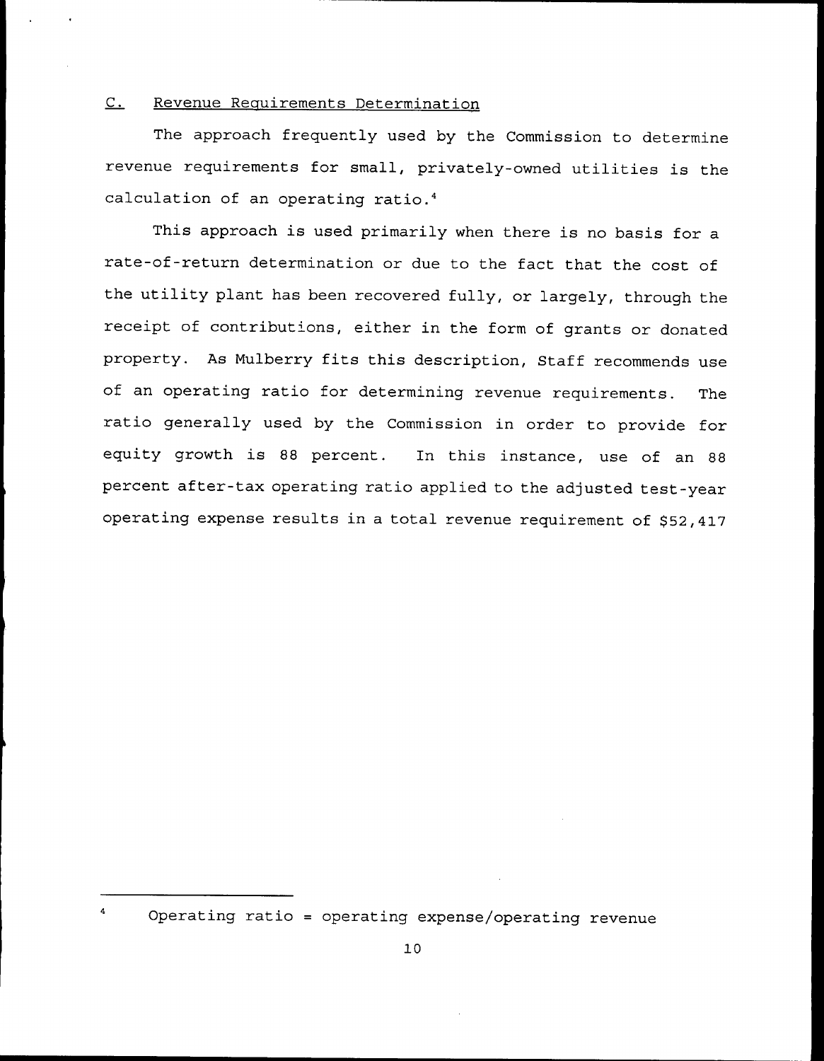## C. Revenue Requirements Determination

The approach frequently used by the Commission to determine revenue requirements for small, privately-owned utilities is the calculation of an operating ratio.[4]

This approach is used primarily when there is no basis for a rate-of-return determination or due to the fact that the cost of the utility plant has been recovered fully, or largely, through the receipt of contributions, either in the form of grants or donated property. As Mulberry fits this description, Staff recommends use of an operating ratio for determining revenue requirements. The ratio generally used by the Commission in order to provide for equity growth is 88 percent. In this instance, use of an 88 percent after-tax operating ratio applied to the adjusted test-year operating expense results in a total revenue requirement of $52,417

---

[4] Operating ratio = operating expense/operating revenue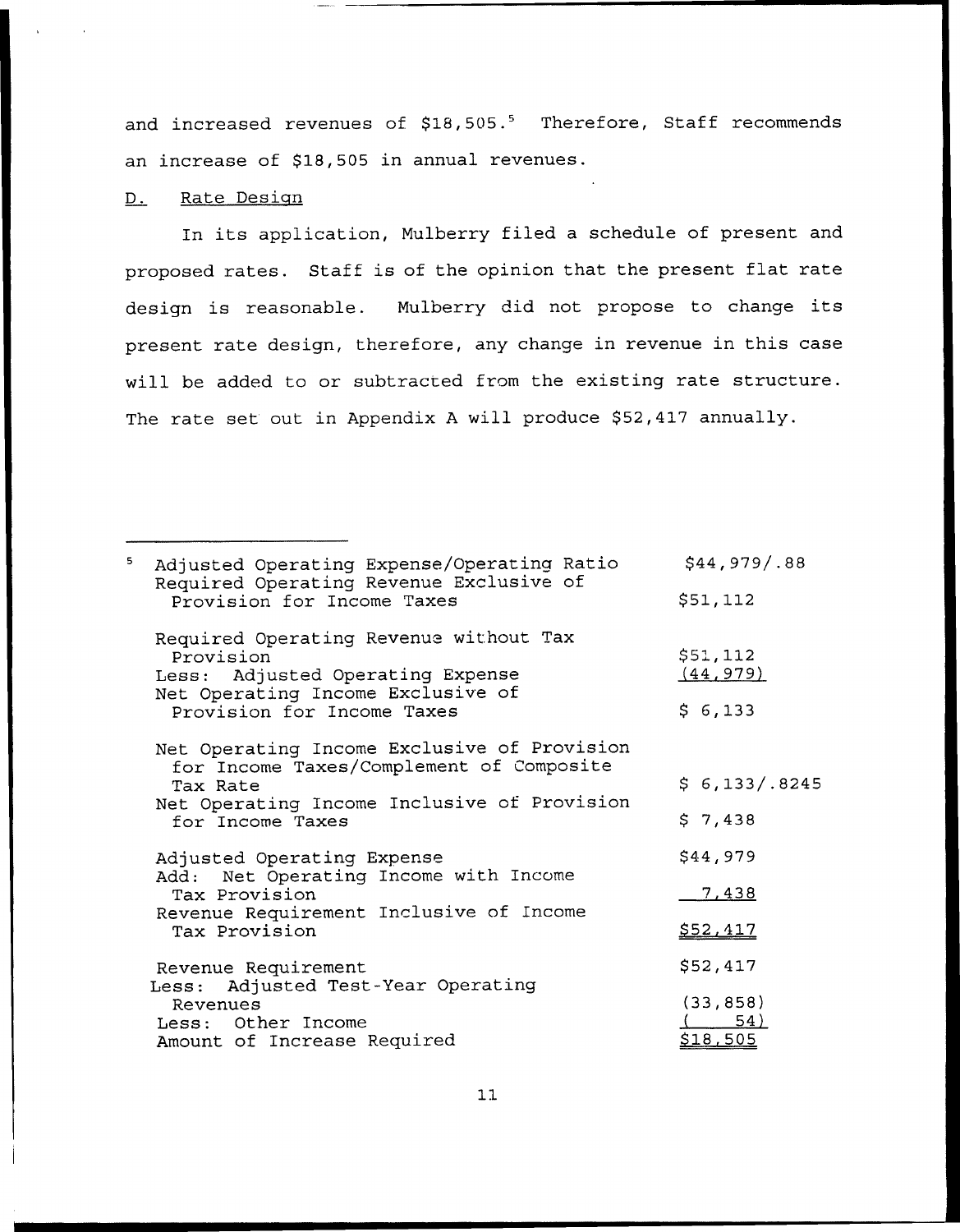and increased revenues of $18,505.[5] Therefore, Staff recommends an increase of $18,505 in annual revenues.

D. Rate Design

In its application, Mulberry filed a schedule of present and proposed rates. Staff is of the opinion that the present flat rate design is reasonable. Mulberry did not propose to change its present rate design, therefore, any change in revenue in this case will be added to or subtracted from the existing rate structure. The rate set out in Appendix A will produce $52,417 annually.

---

[5]

| | |
|---|---|
| Adjusted Operating Expense/Operating Ratio | $44,979/.88 |
| Required Operating Revenue Exclusive of Provision for Income Taxes | $51,112 |
| | |
| Required Operating Revenue without Tax Provision | $51,112 |
| Less: Adjusted Operating Expense | (44,979) |
| Net Operating Income Exclusive of Provision for Income Taxes | $ 6,133 |
| | |
| Net Operating Income Exclusive of Provision for Income Taxes/Complement of Composite Tax Rate | $ 6,133/.8245 |
| Net Operating Income Inclusive of Provision for Income Taxes | $ 7,438 |
| | |
| Adjusted Operating Expense | $44,979 |
| Add: Net Operating Income with Income Tax Provision | 7,438 |
| Revenue Requirement Inclusive of Income Tax Provision | $52,417 |
| | |
| Revenue Requirement | $52,417 |
| Less: Adjusted Test-Year Operating Revenues | (33,858) |
| Less: Other Income | ( 54) |
| Amount of Increase Required | $18,505 |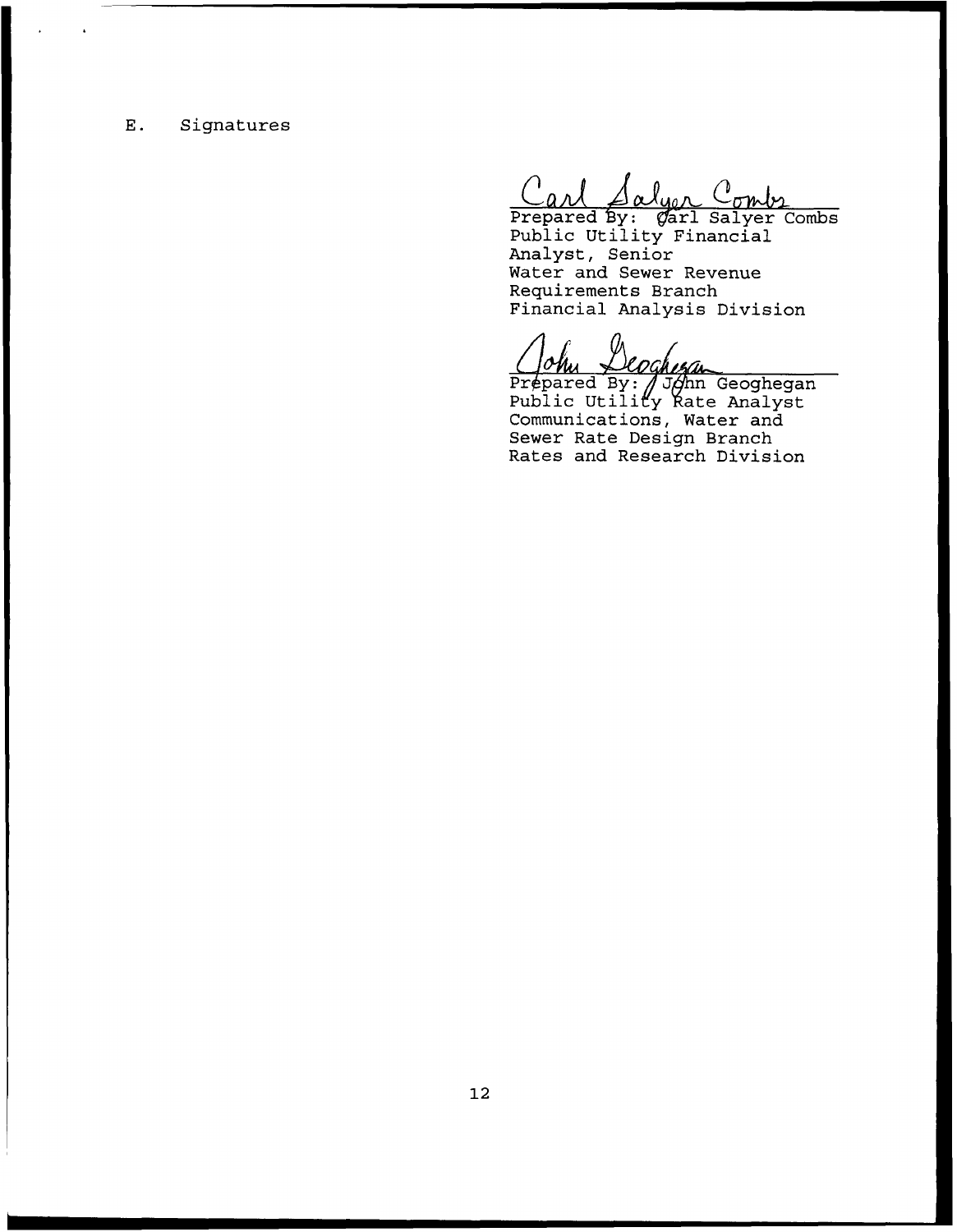E. Signatures

Carl Salyer Combs

Prepared By: Carl Salyer Combs
Public Utility Financial
Analyst, Senior
Water and Sewer Revenue
Requirements Branch
Financial Analysis Division

John Geoghegan

Prepared By: John Geoghegan
Public Utility Rate Analyst
Communications, Water and
Sewer Rate Design Branch
Rates and Research Division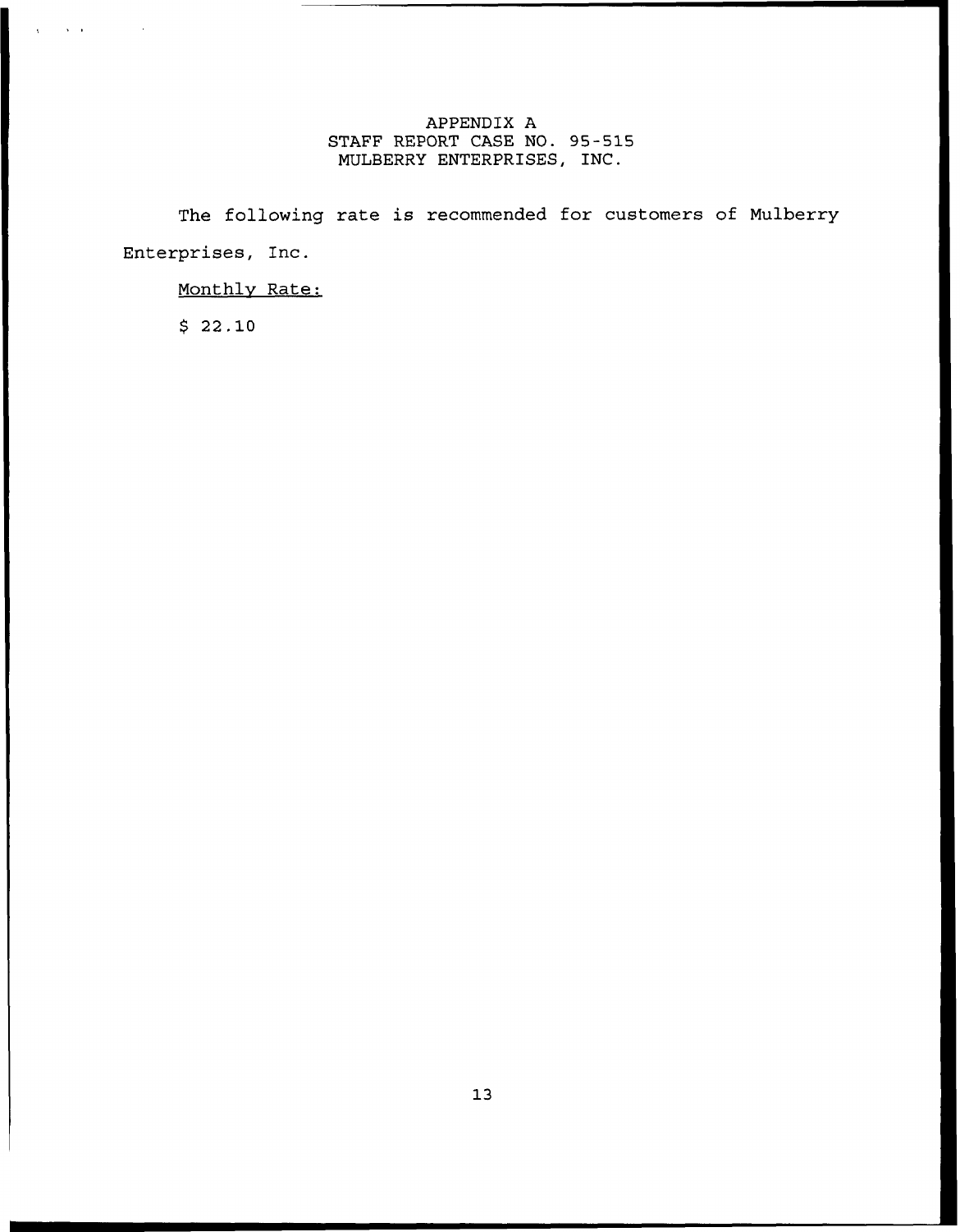# APPENDIX A
## STAFF REPORT CASE NO. 95-515
## MULBERRY ENTERPRISES, INC.

The following rate is recommended for customers of Mulberry Enterprises, Inc.

Monthly Rate:

$ 22.10